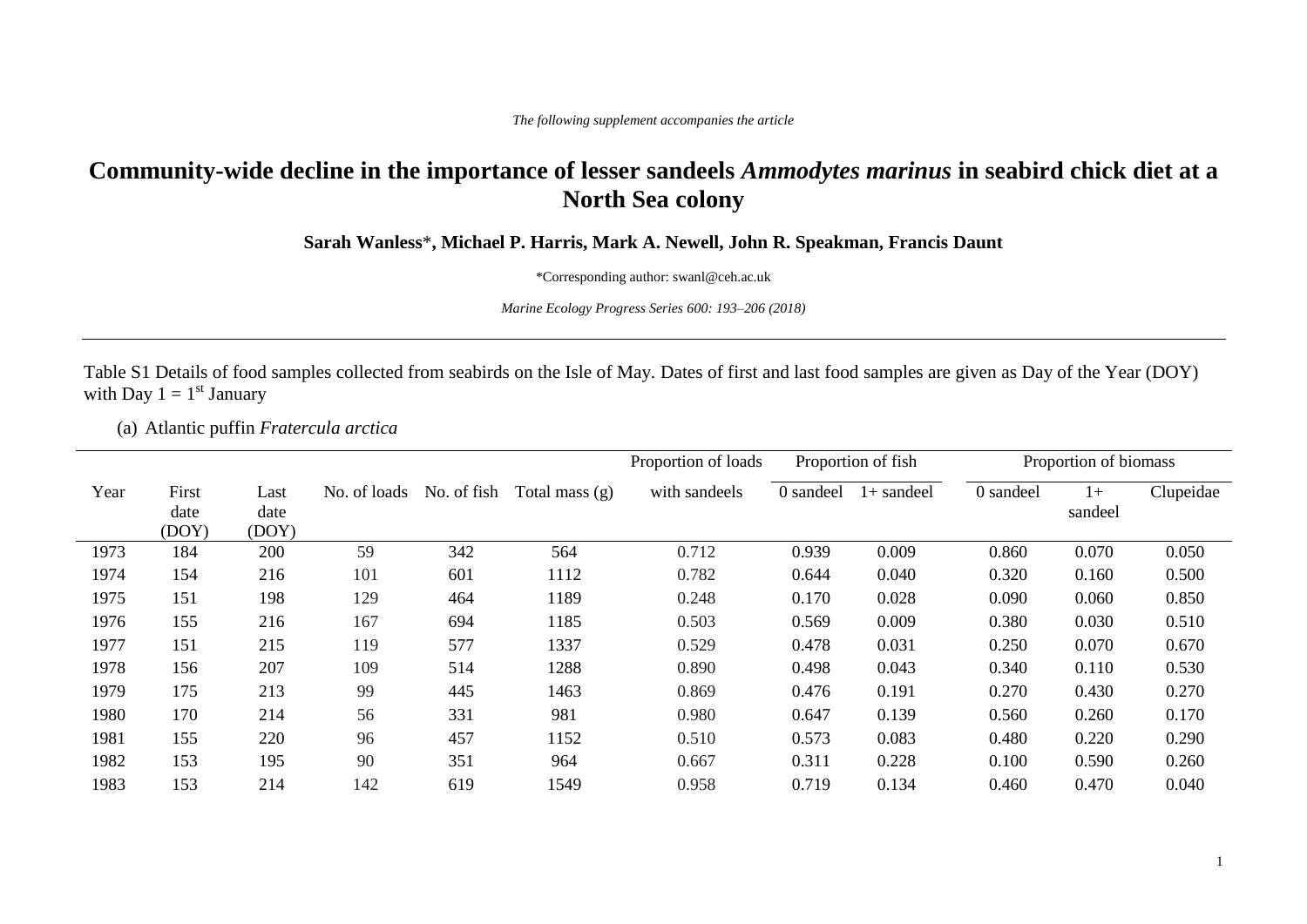*The following supplement accompanies the article*

# Community-wide decline in the importance of lesser sandeels *Ammodytes marinus* in seabird chick diet at a North Sea colony

**Sarah Wanless\*, Michael P. Harris, Mark A. Newell, John R. Speakman, Francis Daunt**

\*Corresponding author: swanl@ceh.ac.uk

*Marine Ecology Progress Series 600: 193–206 (2018)*

---

Table S1 Details of food samples collected from seabirds on the Isle of May. Dates of first and last food samples are given as Day of the Year (DOY) with Day 1 = 1st January

(a) Atlantic puffin *Fratercula arctica*

| Year | First date (DOY) | Last date (DOY) | No. of loads | No. of fish | Total mass (g) | Proportion of loads with sandeels | Proportion of fish | | Proportion of biomass | | |
|---|---|---|---|---|---|---|---|---|---|---|---|
| | | | | | | | 0 sandeel | 1+ sandeel | 0 sandeel | 1+ sandeel | Clupeidae |
| 1973 | 184 | 200 | 59 | 342 | 564 | 0.712 | 0.939 | 0.009 | 0.860 | 0.070 | 0.050 |
| 1974 | 154 | 216 | 101 | 601 | 1112 | 0.782 | 0.644 | 0.040 | 0.320 | 0.160 | 0.500 |
| 1975 | 151 | 198 | 129 | 464 | 1189 | 0.248 | 0.170 | 0.028 | 0.090 | 0.060 | 0.850 |
| 1976 | 155 | 216 | 167 | 694 | 1185 | 0.503 | 0.569 | 0.009 | 0.380 | 0.030 | 0.510 |
| 1977 | 151 | 215 | 119 | 577 | 1337 | 0.529 | 0.478 | 0.031 | 0.250 | 0.070 | 0.670 |
| 1978 | 156 | 207 | 109 | 514 | 1288 | 0.890 | 0.498 | 0.043 | 0.340 | 0.110 | 0.530 |
| 1979 | 175 | 213 | 99 | 445 | 1463 | 0.869 | 0.476 | 0.191 | 0.270 | 0.430 | 0.270 |
| 1980 | 170 | 214 | 56 | 331 | 981 | 0.980 | 0.647 | 0.139 | 0.560 | 0.260 | 0.170 |
| 1981 | 155 | 220 | 96 | 457 | 1152 | 0.510 | 0.573 | 0.083 | 0.480 | 0.220 | 0.290 |
| 1982 | 153 | 195 | 90 | 351 | 964 | 0.667 | 0.311 | 0.228 | 0.100 | 0.590 | 0.260 |
| 1983 | 153 | 214 | 142 | 619 | 1549 | 0.958 | 0.719 | 0.134 | 0.460 | 0.470 | 0.040 |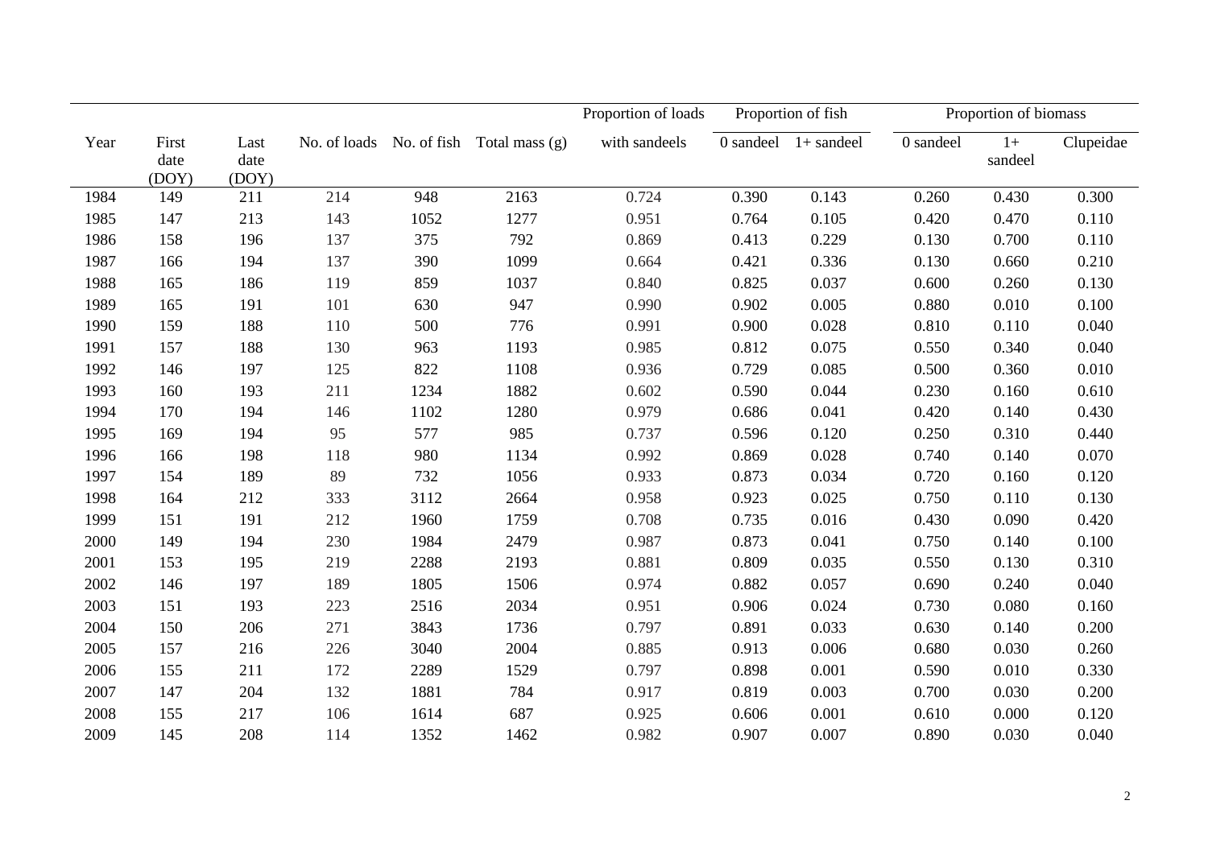| Year | First date (DOY) | Last date (DOY) | No. of loads | No. of fish | Total mass (g) | Proportion of loads with sandeels | Proportion of fish | | Proportion of biomass | | |
|---|---|---|---|---|---|---|---|---|---|---|---|
| | | | | | | | 0 sandeel | 1+ sandeel | 0 sandeel | 1+ sandeel | Clupeidae |
| 1984 | 149 | 211 | 214 | 948 | 2163 | 0.724 | 0.390 | 0.143 | 0.260 | 0.430 | 0.300 |
| 1985 | 147 | 213 | 143 | 1052 | 1277 | 0.951 | 0.764 | 0.105 | 0.420 | 0.470 | 0.110 |
| 1986 | 158 | 196 | 137 | 375 | 792 | 0.869 | 0.413 | 0.229 | 0.130 | 0.700 | 0.110 |
| 1987 | 166 | 194 | 137 | 390 | 1099 | 0.664 | 0.421 | 0.336 | 0.130 | 0.660 | 0.210 |
| 1988 | 165 | 186 | 119 | 859 | 1037 | 0.840 | 0.825 | 0.037 | 0.600 | 0.260 | 0.130 |
| 1989 | 165 | 191 | 101 | 630 | 947 | 0.990 | 0.902 | 0.005 | 0.880 | 0.010 | 0.100 |
| 1990 | 159 | 188 | 110 | 500 | 776 | 0.991 | 0.900 | 0.028 | 0.810 | 0.110 | 0.040 |
| 1991 | 157 | 188 | 130 | 963 | 1193 | 0.985 | 0.812 | 0.075 | 0.550 | 0.340 | 0.040 |
| 1992 | 146 | 197 | 125 | 822 | 1108 | 0.936 | 0.729 | 0.085 | 0.500 | 0.360 | 0.010 |
| 1993 | 160 | 193 | 211 | 1234 | 1882 | 0.602 | 0.590 | 0.044 | 0.230 | 0.160 | 0.610 |
| 1994 | 170 | 194 | 146 | 1102 | 1280 | 0.979 | 0.686 | 0.041 | 0.420 | 0.140 | 0.430 |
| 1995 | 169 | 194 | 95 | 577 | 985 | 0.737 | 0.596 | 0.120 | 0.250 | 0.310 | 0.440 |
| 1996 | 166 | 198 | 118 | 980 | 1134 | 0.992 | 0.869 | 0.028 | 0.740 | 0.140 | 0.070 |
| 1997 | 154 | 189 | 89 | 732 | 1056 | 0.933 | 0.873 | 0.034 | 0.720 | 0.160 | 0.120 |
| 1998 | 164 | 212 | 333 | 3112 | 2664 | 0.958 | 0.923 | 0.025 | 0.750 | 0.110 | 0.130 |
| 1999 | 151 | 191 | 212 | 1960 | 1759 | 0.708 | 0.735 | 0.016 | 0.430 | 0.090 | 0.420 |
| 2000 | 149 | 194 | 230 | 1984 | 2479 | 0.987 | 0.873 | 0.041 | 0.750 | 0.140 | 0.100 |
| 2001 | 153 | 195 | 219 | 2288 | 2193 | 0.881 | 0.809 | 0.035 | 0.550 | 0.130 | 0.310 |
| 2002 | 146 | 197 | 189 | 1805 | 1506 | 0.974 | 0.882 | 0.057 | 0.690 | 0.240 | 0.040 |
| 2003 | 151 | 193 | 223 | 2516 | 2034 | 0.951 | 0.906 | 0.024 | 0.730 | 0.080 | 0.160 |
| 2004 | 150 | 206 | 271 | 3843 | 1736 | 0.797 | 0.891 | 0.033 | 0.630 | 0.140 | 0.200 |
| 2005 | 157 | 216 | 226 | 3040 | 2004 | 0.885 | 0.913 | 0.006 | 0.680 | 0.030 | 0.260 |
| 2006 | 155 | 211 | 172 | 2289 | 1529 | 0.797 | 0.898 | 0.001 | 0.590 | 0.010 | 0.330 |
| 2007 | 147 | 204 | 132 | 1881 | 784 | 0.917 | 0.819 | 0.003 | 0.700 | 0.030 | 0.200 |
| 2008 | 155 | 217 | 106 | 1614 | 687 | 0.925 | 0.606 | 0.001 | 0.610 | 0.000 | 0.120 |
| 2009 | 145 | 208 | 114 | 1352 | 1462 | 0.982 | 0.907 | 0.007 | 0.890 | 0.030 | 0.040 |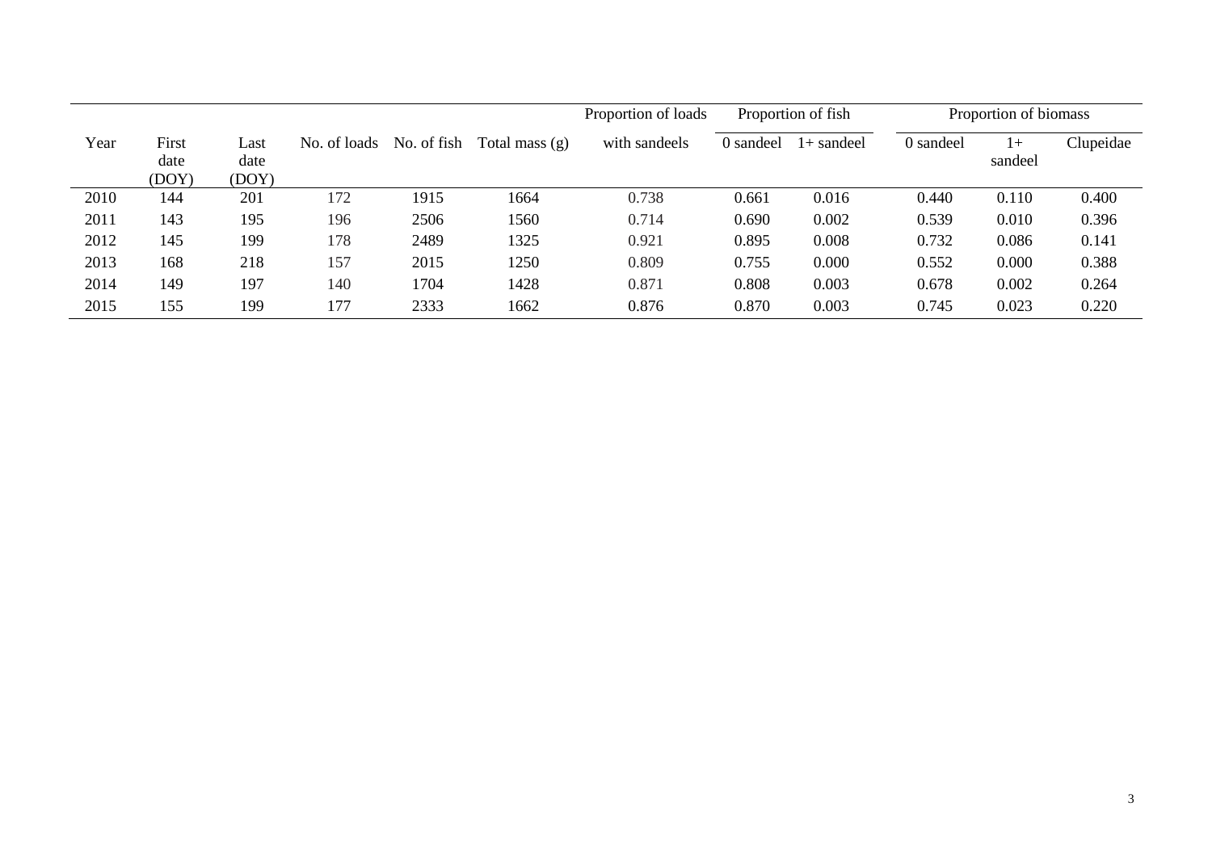| Year | First date (DOY) | Last date (DOY) | No. of loads | No. of fish | Total mass (g) | Proportion of loads with sandeels | Proportion of fish | | Proportion of biomass | | |
|---|---|---|---|---|---|---|---|---|---|---|---|
| | | | | | | | 0 sandeel | 1+ sandeel | 0 sandeel | 1+ sandeel | Clupeidae |
| 2010 | 144 | 201 | 172 | 1915 | 1664 | 0.738 | 0.661 | 0.016 | 0.440 | 0.110 | 0.400 |
| 2011 | 143 | 195 | 196 | 2506 | 1560 | 0.714 | 0.690 | 0.002 | 0.539 | 0.010 | 0.396 |
| 2012 | 145 | 199 | 178 | 2489 | 1325 | 0.921 | 0.895 | 0.008 | 0.732 | 0.086 | 0.141 |
| 2013 | 168 | 218 | 157 | 2015 | 1250 | 0.809 | 0.755 | 0.000 | 0.552 | 0.000 | 0.388 |
| 2014 | 149 | 197 | 140 | 1704 | 1428 | 0.871 | 0.808 | 0.003 | 0.678 | 0.002 | 0.264 |
| 2015 | 155 | 199 | 177 | 2333 | 1662 | 0.876 | 0.870 | 0.003 | 0.745 | 0.023 | 0.220 |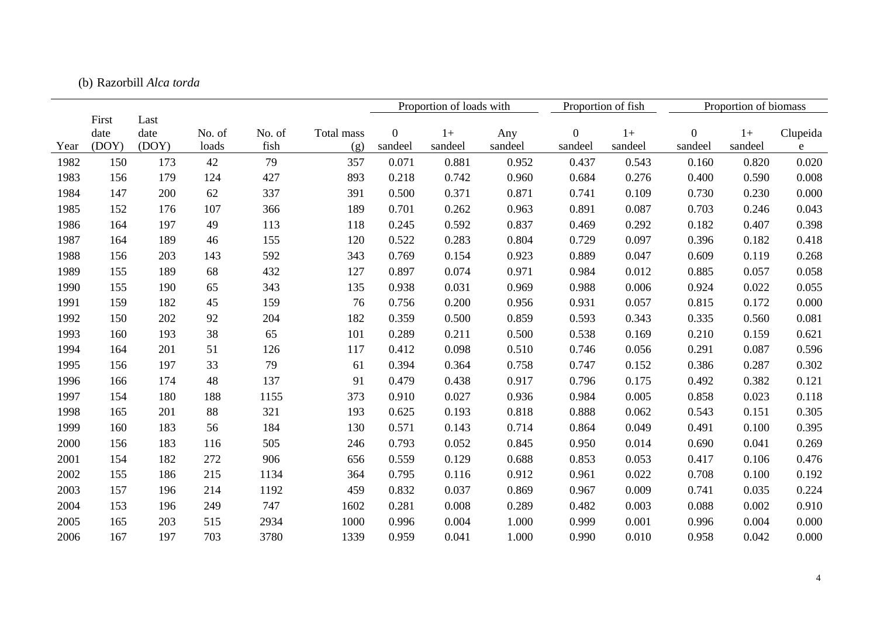(b) Razorbill *Alca torda*

| | | | | | | Proportion of loads with | | | Proportion of fish | | Proportion of biomass | | |
|---|---|---|---|---|---|---|---|---|---|---|---|---|---|
| Year | First date (DOY) | Last date (DOY) | No. of loads | No. of fish | Total mass (g) | 0 sandeel | 1+ sandeel | Any sandeel | 0 sandeel | 1+ sandeel | 0 sandeel | 1+ sandeel | Clupeidae |
| 1982 | 150 | 173 | 42 | 79 | 357 | 0.071 | 0.881 | 0.952 | 0.437 | 0.543 | 0.160 | 0.820 | 0.020 |
| 1983 | 156 | 179 | 124 | 427 | 893 | 0.218 | 0.742 | 0.960 | 0.684 | 0.276 | 0.400 | 0.590 | 0.008 |
| 1984 | 147 | 200 | 62 | 337 | 391 | 0.500 | 0.371 | 0.871 | 0.741 | 0.109 | 0.730 | 0.230 | 0.000 |
| 1985 | 152 | 176 | 107 | 366 | 189 | 0.701 | 0.262 | 0.963 | 0.891 | 0.087 | 0.703 | 0.246 | 0.043 |
| 1986 | 164 | 197 | 49 | 113 | 118 | 0.245 | 0.592 | 0.837 | 0.469 | 0.292 | 0.182 | 0.407 | 0.398 |
| 1987 | 164 | 189 | 46 | 155 | 120 | 0.522 | 0.283 | 0.804 | 0.729 | 0.097 | 0.396 | 0.182 | 0.418 |
| 1988 | 156 | 203 | 143 | 592 | 343 | 0.769 | 0.154 | 0.923 | 0.889 | 0.047 | 0.609 | 0.119 | 0.268 |
| 1989 | 155 | 189 | 68 | 432 | 127 | 0.897 | 0.074 | 0.971 | 0.984 | 0.012 | 0.885 | 0.057 | 0.058 |
| 1990 | 155 | 190 | 65 | 343 | 135 | 0.938 | 0.031 | 0.969 | 0.988 | 0.006 | 0.924 | 0.022 | 0.055 |
| 1991 | 159 | 182 | 45 | 159 | 76 | 0.756 | 0.200 | 0.956 | 0.931 | 0.057 | 0.815 | 0.172 | 0.000 |
| 1992 | 150 | 202 | 92 | 204 | 182 | 0.359 | 0.500 | 0.859 | 0.593 | 0.343 | 0.335 | 0.560 | 0.081 |
| 1993 | 160 | 193 | 38 | 65 | 101 | 0.289 | 0.211 | 0.500 | 0.538 | 0.169 | 0.210 | 0.159 | 0.621 |
| 1994 | 164 | 201 | 51 | 126 | 117 | 0.412 | 0.098 | 0.510 | 0.746 | 0.056 | 0.291 | 0.087 | 0.596 |
| 1995 | 156 | 197 | 33 | 79 | 61 | 0.394 | 0.364 | 0.758 | 0.747 | 0.152 | 0.386 | 0.287 | 0.302 |
| 1996 | 166 | 174 | 48 | 137 | 91 | 0.479 | 0.438 | 0.917 | 0.796 | 0.175 | 0.492 | 0.382 | 0.121 |
| 1997 | 154 | 180 | 188 | 1155 | 373 | 0.910 | 0.027 | 0.936 | 0.984 | 0.005 | 0.858 | 0.023 | 0.118 |
| 1998 | 165 | 201 | 88 | 321 | 193 | 0.625 | 0.193 | 0.818 | 0.888 | 0.062 | 0.543 | 0.151 | 0.305 |
| 1999 | 160 | 183 | 56 | 184 | 130 | 0.571 | 0.143 | 0.714 | 0.864 | 0.049 | 0.491 | 0.100 | 0.395 |
| 2000 | 156 | 183 | 116 | 505 | 246 | 0.793 | 0.052 | 0.845 | 0.950 | 0.014 | 0.690 | 0.041 | 0.269 |
| 2001 | 154 | 182 | 272 | 906 | 656 | 0.559 | 0.129 | 0.688 | 0.853 | 0.053 | 0.417 | 0.106 | 0.476 |
| 2002 | 155 | 186 | 215 | 1134 | 364 | 0.795 | 0.116 | 0.912 | 0.961 | 0.022 | 0.708 | 0.100 | 0.192 |
| 2003 | 157 | 196 | 214 | 1192 | 459 | 0.832 | 0.037 | 0.869 | 0.967 | 0.009 | 0.741 | 0.035 | 0.224 |
| 2004 | 153 | 196 | 249 | 747 | 1602 | 0.281 | 0.008 | 0.289 | 0.482 | 0.003 | 0.088 | 0.002 | 0.910 |
| 2005 | 165 | 203 | 515 | 2934 | 1000 | 0.996 | 0.004 | 1.000 | 0.999 | 0.001 | 0.996 | 0.004 | 0.000 |
| 2006 | 167 | 197 | 703 | 3780 | 1339 | 0.959 | 0.041 | 1.000 | 0.990 | 0.010 | 0.958 | 0.042 | 0.000 |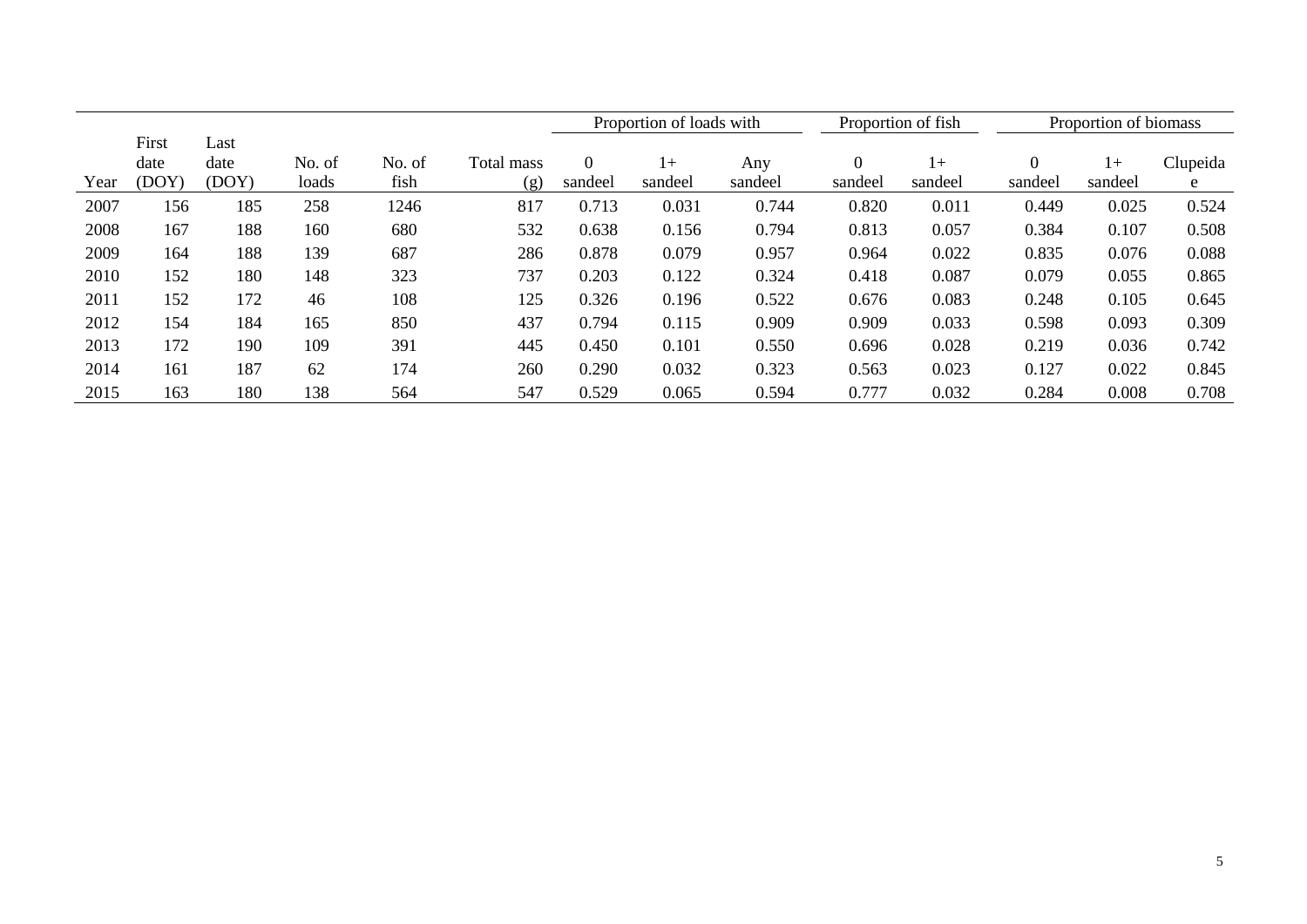| Year | First date (DOY) | Last date (DOY) | No. of loads | No. of fish | Total mass (g) | Proportion of loads with | | | Proportion of fish | | Proportion of biomass | | |
|---|---|---|---|---|---|---|---|---|---|---|---|---|---|
| | | | | | | 0 sandeel | 1+ sandeel | Any sandeel | 0 sandeel | 1+ sandeel | 0 sandeel | 1+ sandeel | Clupeidae |
| 2007 | 156 | 185 | 258 | 1246 | 817 | 0.713 | 0.031 | 0.744 | 0.820 | 0.011 | 0.449 | 0.025 | 0.524 |
| 2008 | 167 | 188 | 160 | 680 | 532 | 0.638 | 0.156 | 0.794 | 0.813 | 0.057 | 0.384 | 0.107 | 0.508 |
| 2009 | 164 | 188 | 139 | 687 | 286 | 0.878 | 0.079 | 0.957 | 0.964 | 0.022 | 0.835 | 0.076 | 0.088 |
| 2010 | 152 | 180 | 148 | 323 | 737 | 0.203 | 0.122 | 0.324 | 0.418 | 0.087 | 0.079 | 0.055 | 0.865 |
| 2011 | 152 | 172 | 46 | 108 | 125 | 0.326 | 0.196 | 0.522 | 0.676 | 0.083 | 0.248 | 0.105 | 0.645 |
| 2012 | 154 | 184 | 165 | 850 | 437 | 0.794 | 0.115 | 0.909 | 0.909 | 0.033 | 0.598 | 0.093 | 0.309 |
| 2013 | 172 | 190 | 109 | 391 | 445 | 0.450 | 0.101 | 0.550 | 0.696 | 0.028 | 0.219 | 0.036 | 0.742 |
| 2014 | 161 | 187 | 62 | 174 | 260 | 0.290 | 0.032 | 0.323 | 0.563 | 0.023 | 0.127 | 0.022 | 0.845 |
| 2015 | 163 | 180 | 138 | 564 | 547 | 0.529 | 0.065 | 0.594 | 0.777 | 0.032 | 0.284 | 0.008 | 0.708 |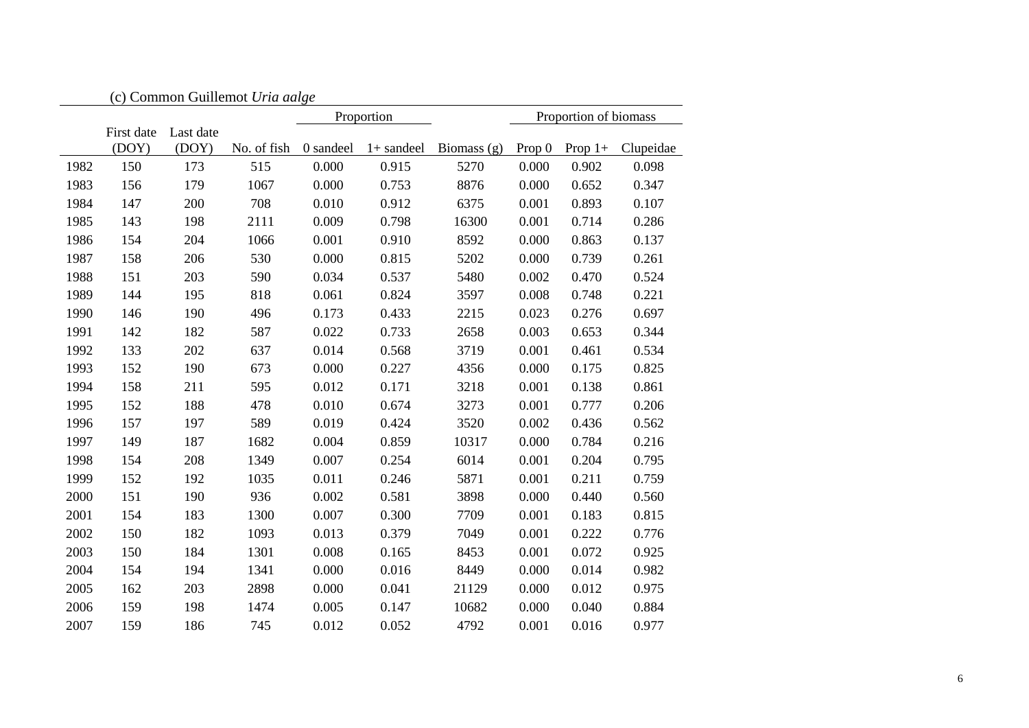(c) Common Guillemot *Uria aalge*

| | First date (DOY) | Last date (DOY) | No. of fish | Proportion | | Biomass (g) | Proportion of biomass | | |
|---|---|---|---|---|---|---|---|---|---|
| | | | | 0 sandeel | 1+ sandeel | | Prop 0 | Prop 1+ | Clupeidae |
| 1982 | 150 | 173 | 515 | 0.000 | 0.915 | 5270 | 0.000 | 0.902 | 0.098 |
| 1983 | 156 | 179 | 1067 | 0.000 | 0.753 | 8876 | 0.000 | 0.652 | 0.347 |
| 1984 | 147 | 200 | 708 | 0.010 | 0.912 | 6375 | 0.001 | 0.893 | 0.107 |
| 1985 | 143 | 198 | 2111 | 0.009 | 0.798 | 16300 | 0.001 | 0.714 | 0.286 |
| 1986 | 154 | 204 | 1066 | 0.001 | 0.910 | 8592 | 0.000 | 0.863 | 0.137 |
| 1987 | 158 | 206 | 530 | 0.000 | 0.815 | 5202 | 0.000 | 0.739 | 0.261 |
| 1988 | 151 | 203 | 590 | 0.034 | 0.537 | 5480 | 0.002 | 0.470 | 0.524 |
| 1989 | 144 | 195 | 818 | 0.061 | 0.824 | 3597 | 0.008 | 0.748 | 0.221 |
| 1990 | 146 | 190 | 496 | 0.173 | 0.433 | 2215 | 0.023 | 0.276 | 0.697 |
| 1991 | 142 | 182 | 587 | 0.022 | 0.733 | 2658 | 0.003 | 0.653 | 0.344 |
| 1992 | 133 | 202 | 637 | 0.014 | 0.568 | 3719 | 0.001 | 0.461 | 0.534 |
| 1993 | 152 | 190 | 673 | 0.000 | 0.227 | 4356 | 0.000 | 0.175 | 0.825 |
| 1994 | 158 | 211 | 595 | 0.012 | 0.171 | 3218 | 0.001 | 0.138 | 0.861 |
| 1995 | 152 | 188 | 478 | 0.010 | 0.674 | 3273 | 0.001 | 0.777 | 0.206 |
| 1996 | 157 | 197 | 589 | 0.019 | 0.424 | 3520 | 0.002 | 0.436 | 0.562 |
| 1997 | 149 | 187 | 1682 | 0.004 | 0.859 | 10317 | 0.000 | 0.784 | 0.216 |
| 1998 | 154 | 208 | 1349 | 0.007 | 0.254 | 6014 | 0.001 | 0.204 | 0.795 |
| 1999 | 152 | 192 | 1035 | 0.011 | 0.246 | 5871 | 0.001 | 0.211 | 0.759 |
| 2000 | 151 | 190 | 936 | 0.002 | 0.581 | 3898 | 0.000 | 0.440 | 0.560 |
| 2001 | 154 | 183 | 1300 | 0.007 | 0.300 | 7709 | 0.001 | 0.183 | 0.815 |
| 2002 | 150 | 182 | 1093 | 0.013 | 0.379 | 7049 | 0.001 | 0.222 | 0.776 |
| 2003 | 150 | 184 | 1301 | 0.008 | 0.165 | 8453 | 0.001 | 0.072 | 0.925 |
| 2004 | 154 | 194 | 1341 | 0.000 | 0.016 | 8449 | 0.000 | 0.014 | 0.982 |
| 2005 | 162 | 203 | 2898 | 0.000 | 0.041 | 21129 | 0.000 | 0.012 | 0.975 |
| 2006 | 159 | 198 | 1474 | 0.005 | 0.147 | 10682 | 0.000 | 0.040 | 0.884 |
| 2007 | 159 | 186 | 745 | 0.012 | 0.052 | 4792 | 0.001 | 0.016 | 0.977 |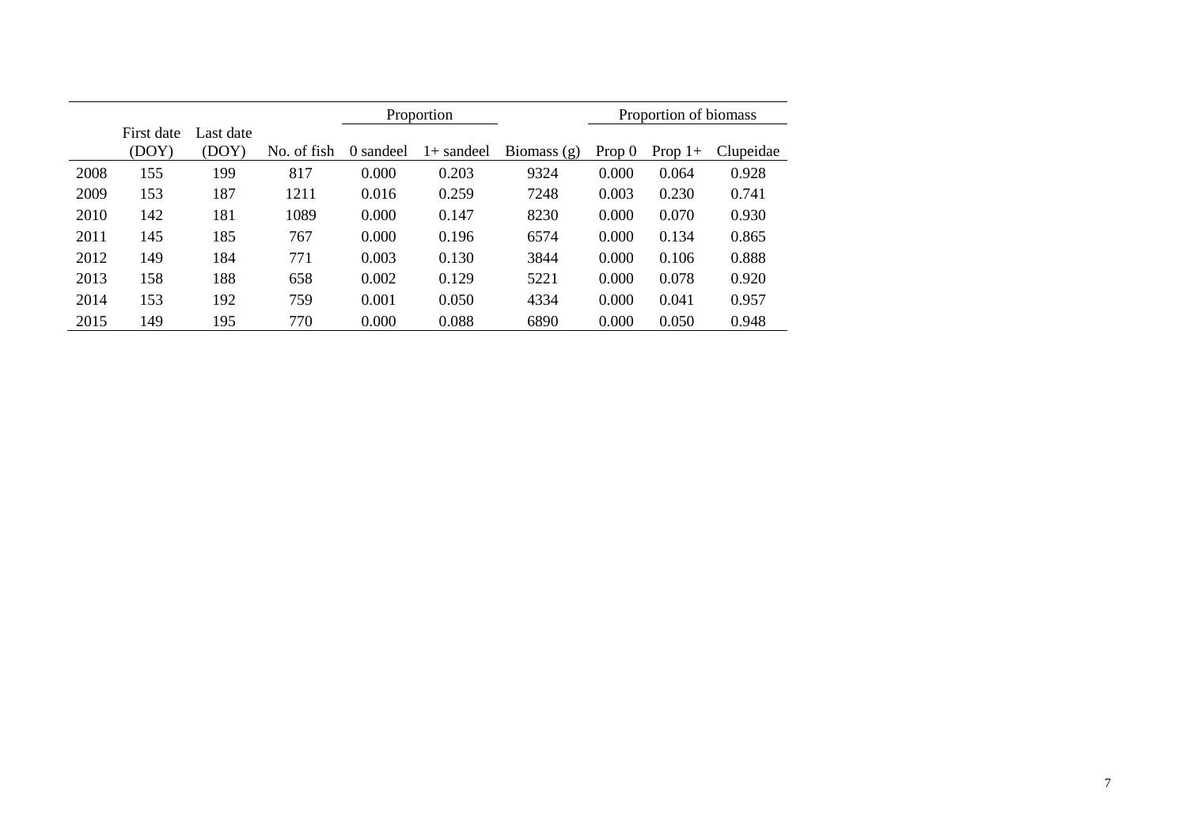| | First date (DOY) | Last date (DOY) | No. of fish | Proportion | | Biomass (g) | Proportion of biomass | | |
|---|---|---|---|---|---|---|---|---|---|
| | | | | 0 sandeel | 1+ sandeel | | Prop 0 | Prop 1+ | Clupeidae |
| 2008 | 155 | 199 | 817 | 0.000 | 0.203 | 9324 | 0.000 | 0.064 | 0.928 |
| 2009 | 153 | 187 | 1211 | 0.016 | 0.259 | 7248 | 0.003 | 0.230 | 0.741 |
| 2010 | 142 | 181 | 1089 | 0.000 | 0.147 | 8230 | 0.000 | 0.070 | 0.930 |
| 2011 | 145 | 185 | 767 | 0.000 | 0.196 | 6574 | 0.000 | 0.134 | 0.865 |
| 2012 | 149 | 184 | 771 | 0.003 | 0.130 | 3844 | 0.000 | 0.106 | 0.888 |
| 2013 | 158 | 188 | 658 | 0.002 | 0.129 | 5221 | 0.000 | 0.078 | 0.920 |
| 2014 | 153 | 192 | 759 | 0.001 | 0.050 | 4334 | 0.000 | 0.041 | 0.957 |
| 2015 | 149 | 195 | 770 | 0.000 | 0.088 | 6890 | 0.000 | 0.050 | 0.948 |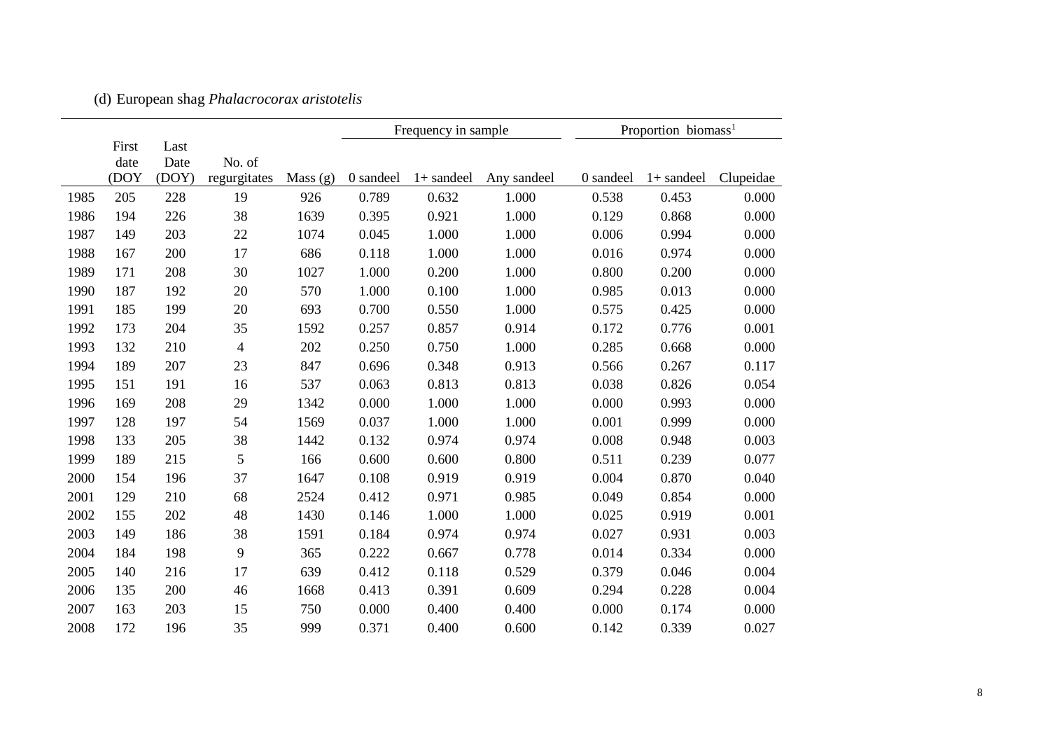(d) European shag *Phalacrocorax aristotelis*

| | First date (DOY | Last Date (DOY) | No. of regurgitates | Mass (g) | Frequency in sample | | | Proportion biomass[1] | | |
|---|---|---|---|---|---|---|---|---|---|---|
| | | | | | 0 sandeel | 1+ sandeel | Any sandeel | 0 sandeel | 1+ sandeel | Clupeidae |
| 1985 | 205 | 228 | 19 | 926 | 0.789 | 0.632 | 1.000 | 0.538 | 0.453 | 0.000 |
| 1986 | 194 | 226 | 38 | 1639 | 0.395 | 0.921 | 1.000 | 0.129 | 0.868 | 0.000 |
| 1987 | 149 | 203 | 22 | 1074 | 0.045 | 1.000 | 1.000 | 0.006 | 0.994 | 0.000 |
| 1988 | 167 | 200 | 17 | 686 | 0.118 | 1.000 | 1.000 | 0.016 | 0.974 | 0.000 |
| 1989 | 171 | 208 | 30 | 1027 | 1.000 | 0.200 | 1.000 | 0.800 | 0.200 | 0.000 |
| 1990 | 187 | 192 | 20 | 570 | 1.000 | 0.100 | 1.000 | 0.985 | 0.013 | 0.000 |
| 1991 | 185 | 199 | 20 | 693 | 0.700 | 0.550 | 1.000 | 0.575 | 0.425 | 0.000 |
| 1992 | 173 | 204 | 35 | 1592 | 0.257 | 0.857 | 0.914 | 0.172 | 0.776 | 0.001 |
| 1993 | 132 | 210 | 4 | 202 | 0.250 | 0.750 | 1.000 | 0.285 | 0.668 | 0.000 |
| 1994 | 189 | 207 | 23 | 847 | 0.696 | 0.348 | 0.913 | 0.566 | 0.267 | 0.117 |
| 1995 | 151 | 191 | 16 | 537 | 0.063 | 0.813 | 0.813 | 0.038 | 0.826 | 0.054 |
| 1996 | 169 | 208 | 29 | 1342 | 0.000 | 1.000 | 1.000 | 0.000 | 0.993 | 0.000 |
| 1997 | 128 | 197 | 54 | 1569 | 0.037 | 1.000 | 1.000 | 0.001 | 0.999 | 0.000 |
| 1998 | 133 | 205 | 38 | 1442 | 0.132 | 0.974 | 0.974 | 0.008 | 0.948 | 0.003 |
| 1999 | 189 | 215 | 5 | 166 | 0.600 | 0.600 | 0.800 | 0.511 | 0.239 | 0.077 |
| 2000 | 154 | 196 | 37 | 1647 | 0.108 | 0.919 | 0.919 | 0.004 | 0.870 | 0.040 |
| 2001 | 129 | 210 | 68 | 2524 | 0.412 | 0.971 | 0.985 | 0.049 | 0.854 | 0.000 |
| 2002 | 155 | 202 | 48 | 1430 | 0.146 | 1.000 | 1.000 | 0.025 | 0.919 | 0.001 |
| 2003 | 149 | 186 | 38 | 1591 | 0.184 | 0.974 | 0.974 | 0.027 | 0.931 | 0.003 |
| 2004 | 184 | 198 | 9 | 365 | 0.222 | 0.667 | 0.778 | 0.014 | 0.334 | 0.000 |
| 2005 | 140 | 216 | 17 | 639 | 0.412 | 0.118 | 0.529 | 0.379 | 0.046 | 0.004 |
| 2006 | 135 | 200 | 46 | 1668 | 0.413 | 0.391 | 0.609 | 0.294 | 0.228 | 0.004 |
| 2007 | 163 | 203 | 15 | 750 | 0.000 | 0.400 | 0.400 | 0.000 | 0.174 | 0.000 |
| 2008 | 172 | 196 | 35 | 999 | 0.371 | 0.400 | 0.600 | 0.142 | 0.339 | 0.027 |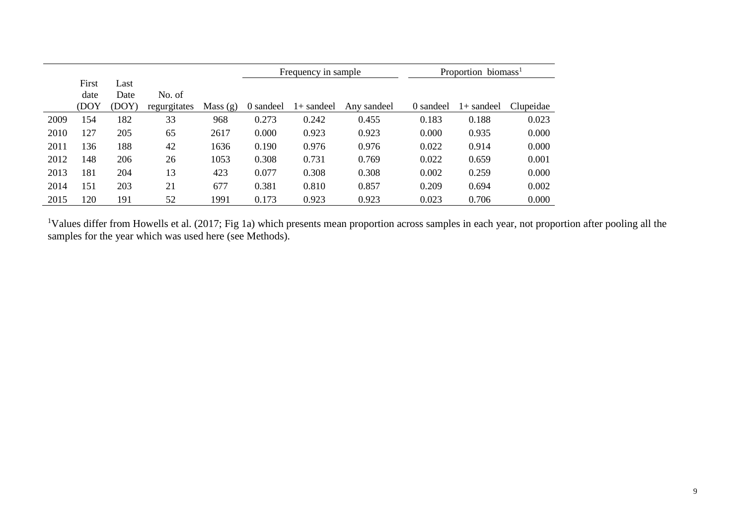| | First date (DOY | Last Date (DOY) | No. of regurgitates | Mass (g) | Frequency in sample | | | Proportion biomass[1] | | |
|---|---|---|---|---|---|---|---|---|---|---|
| | | | | | 0 sandeel | 1+ sandeel | Any sandeel | 0 sandeel | 1+ sandeel | Clupeidae |
| 2009 | 154 | 182 | 33 | 968 | 0.273 | 0.242 | 0.455 | 0.183 | 0.188 | 0.023 |
| 2010 | 127 | 205 | 65 | 2617 | 0.000 | 0.923 | 0.923 | 0.000 | 0.935 | 0.000 |
| 2011 | 136 | 188 | 42 | 1636 | 0.190 | 0.976 | 0.976 | 0.022 | 0.914 | 0.000 |
| 2012 | 148 | 206 | 26 | 1053 | 0.308 | 0.731 | 0.769 | 0.022 | 0.659 | 0.001 |
| 2013 | 181 | 204 | 13 | 423 | 0.077 | 0.308 | 0.308 | 0.002 | 0.259 | 0.000 |
| 2014 | 151 | 203 | 21 | 677 | 0.381 | 0.810 | 0.857 | 0.209 | 0.694 | 0.002 |
| 2015 | 120 | 191 | 52 | 1991 | 0.173 | 0.923 | 0.923 | 0.023 | 0.706 | 0.000 |

[1]Values differ from Howells et al. (2017; Fig 1a) which presents mean proportion across samples in each year, not proportion after pooling all the samples for the year which was used here (see Methods).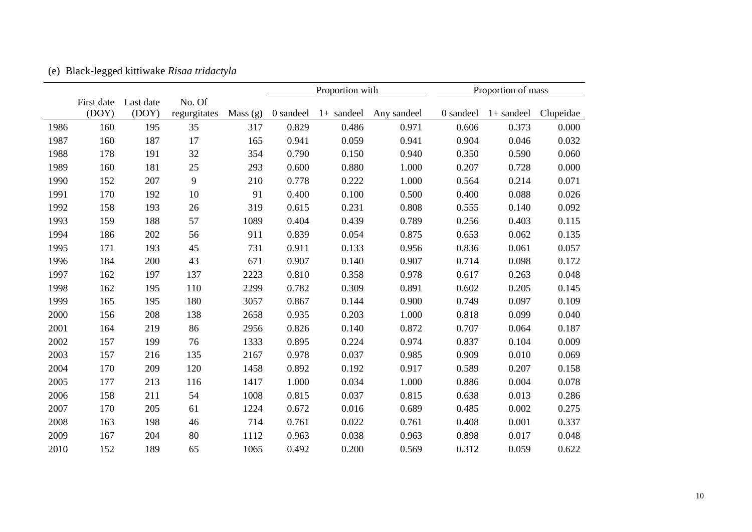(e) Black-legged kittiwake *Risaa tridactyla*

| | First date (DOY) | Last date (DOY) | No. Of regurgitates | Mass (g) | Proportion with | | | Proportion of mass | | |
|---|---|---|---|---|---|---|---|---|---|---|
| | | | | | 0 sandeel | 1+ sandeel | Any sandeel | 0 sandeel | 1+ sandeel | Clupeidae |
| 1986 | 160 | 195 | 35 | 317 | 0.829 | 0.486 | 0.971 | 0.606 | 0.373 | 0.000 |
| 1987 | 160 | 187 | 17 | 165 | 0.941 | 0.059 | 0.941 | 0.904 | 0.046 | 0.032 |
| 1988 | 178 | 191 | 32 | 354 | 0.790 | 0.150 | 0.940 | 0.350 | 0.590 | 0.060 |
| 1989 | 160 | 181 | 25 | 293 | 0.600 | 0.880 | 1.000 | 0.207 | 0.728 | 0.000 |
| 1990 | 152 | 207 | 9 | 210 | 0.778 | 0.222 | 1.000 | 0.564 | 0.214 | 0.071 |
| 1991 | 170 | 192 | 10 | 91 | 0.400 | 0.100 | 0.500 | 0.400 | 0.088 | 0.026 |
| 1992 | 158 | 193 | 26 | 319 | 0.615 | 0.231 | 0.808 | 0.555 | 0.140 | 0.092 |
| 1993 | 159 | 188 | 57 | 1089 | 0.404 | 0.439 | 0.789 | 0.256 | 0.403 | 0.115 |
| 1994 | 186 | 202 | 56 | 911 | 0.839 | 0.054 | 0.875 | 0.653 | 0.062 | 0.135 |
| 1995 | 171 | 193 | 45 | 731 | 0.911 | 0.133 | 0.956 | 0.836 | 0.061 | 0.057 |
| 1996 | 184 | 200 | 43 | 671 | 0.907 | 0.140 | 0.907 | 0.714 | 0.098 | 0.172 |
| 1997 | 162 | 197 | 137 | 2223 | 0.810 | 0.358 | 0.978 | 0.617 | 0.263 | 0.048 |
| 1998 | 162 | 195 | 110 | 2299 | 0.782 | 0.309 | 0.891 | 0.602 | 0.205 | 0.145 |
| 1999 | 165 | 195 | 180 | 3057 | 0.867 | 0.144 | 0.900 | 0.749 | 0.097 | 0.109 |
| 2000 | 156 | 208 | 138 | 2658 | 0.935 | 0.203 | 1.000 | 0.818 | 0.099 | 0.040 |
| 2001 | 164 | 219 | 86 | 2956 | 0.826 | 0.140 | 0.872 | 0.707 | 0.064 | 0.187 |
| 2002 | 157 | 199 | 76 | 1333 | 0.895 | 0.224 | 0.974 | 0.837 | 0.104 | 0.009 |
| 2003 | 157 | 216 | 135 | 2167 | 0.978 | 0.037 | 0.985 | 0.909 | 0.010 | 0.069 |
| 2004 | 170 | 209 | 120 | 1458 | 0.892 | 0.192 | 0.917 | 0.589 | 0.207 | 0.158 |
| 2005 | 177 | 213 | 116 | 1417 | 1.000 | 0.034 | 1.000 | 0.886 | 0.004 | 0.078 |
| 2006 | 158 | 211 | 54 | 1008 | 0.815 | 0.037 | 0.815 | 0.638 | 0.013 | 0.286 |
| 2007 | 170 | 205 | 61 | 1224 | 0.672 | 0.016 | 0.689 | 0.485 | 0.002 | 0.275 |
| 2008 | 163 | 198 | 46 | 714 | 0.761 | 0.022 | 0.761 | 0.408 | 0.001 | 0.337 |
| 2009 | 167 | 204 | 80 | 1112 | 0.963 | 0.038 | 0.963 | 0.898 | 0.017 | 0.048 |
| 2010 | 152 | 189 | 65 | 1065 | 0.492 | 0.200 | 0.569 | 0.312 | 0.059 | 0.622 |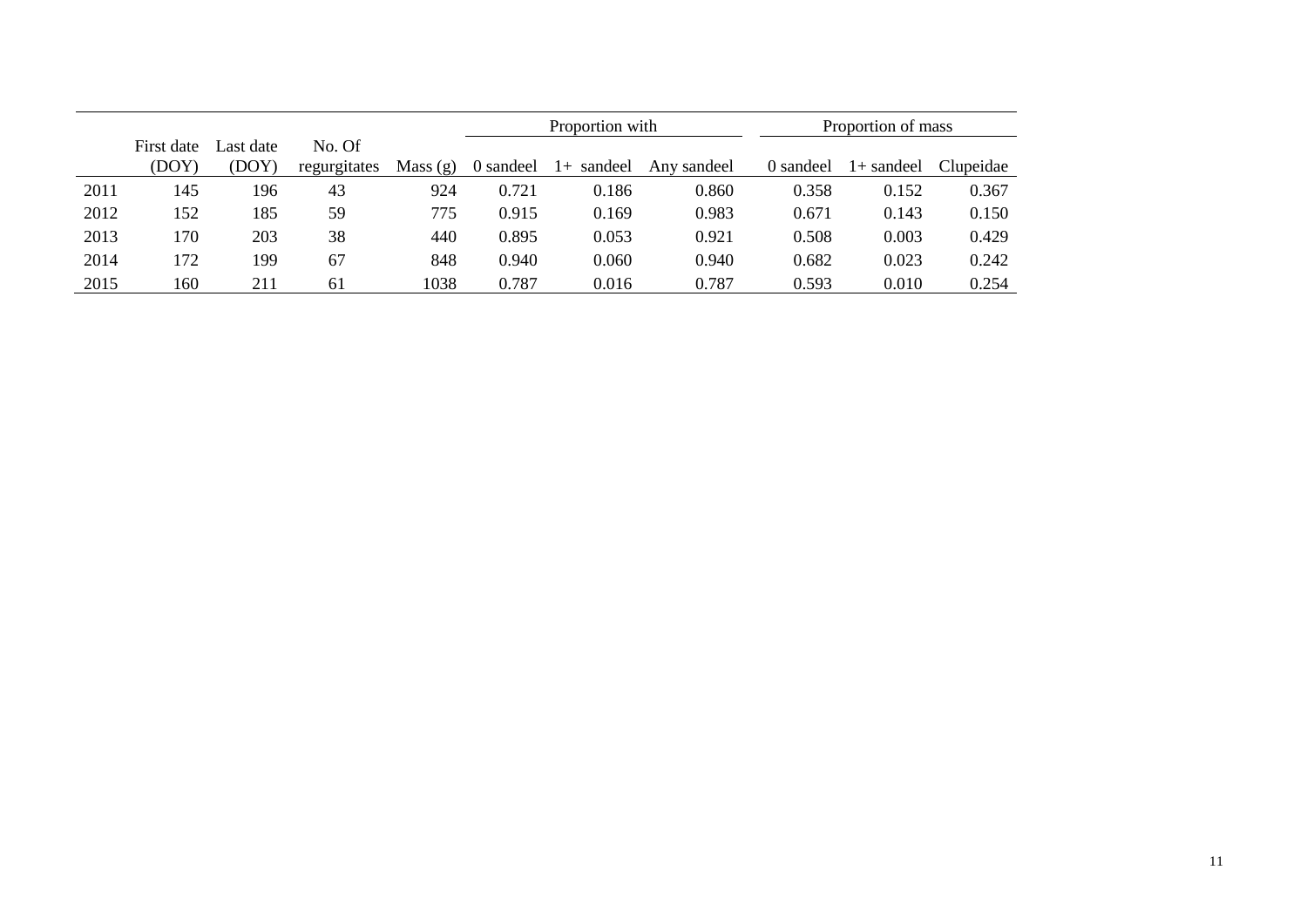| | First date (DOY) | Last date (DOY) | No. Of regurgitates | Mass (g) | Proportion with | | | Proportion of mass | | |
|---|---|---|---|---|---|---|---|---|---|---|
| | | | | | 0 sandeel | 1+ sandeel | Any sandeel | 0 sandeel | 1+ sandeel | Clupeidae |
| 2011 | 145 | 196 | 43 | 924 | 0.721 | 0.186 | 0.860 | 0.358 | 0.152 | 0.367 |
| 2012 | 152 | 185 | 59 | 775 | 0.915 | 0.169 | 0.983 | 0.671 | 0.143 | 0.150 |
| 2013 | 170 | 203 | 38 | 440 | 0.895 | 0.053 | 0.921 | 0.508 | 0.003 | 0.429 |
| 2014 | 172 | 199 | 67 | 848 | 0.940 | 0.060 | 0.940 | 0.682 | 0.023 | 0.242 |
| 2015 | 160 | 211 | 61 | 1038 | 0.787 | 0.016 | 0.787 | 0.593 | 0.010 | 0.254 |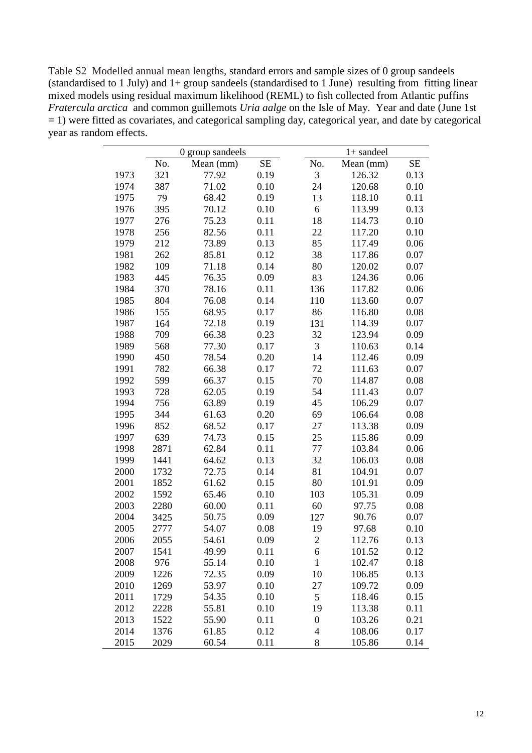Table S2 Modelled annual mean lengths, standard errors and sample sizes of 0 group sandeels (standardised to 1 July) and 1+ group sandeels (standardised to 1 June) resulting from fitting linear mixed models using residual maximum likelihood (REML) to fish collected from Atlantic puffins *Fratercula arctica* and common guillemots *Uria aalge* on the Isle of May. Year and date (June 1st = 1) were fitted as covariates, and categorical sampling day, categorical year, and date by categorical year as random effects.

| | 0 group sandeels | | | 1+ sandeel | | |
|---|---|---|---|---|---|---|
| | No. | Mean (mm) | SE | No. | Mean (mm) | SE |
| 1973 | 321 | 77.92 | 0.19 | 3 | 126.32 | 0.13 |
| 1974 | 387 | 71.02 | 0.10 | 24 | 120.68 | 0.10 |
| 1975 | 79 | 68.42 | 0.19 | 13 | 118.10 | 0.11 |
| 1976 | 395 | 70.12 | 0.10 | 6 | 113.99 | 0.13 |
| 1977 | 276 | 75.23 | 0.11 | 18 | 114.73 | 0.10 |
| 1978 | 256 | 82.56 | 0.11 | 22 | 117.20 | 0.10 |
| 1979 | 212 | 73.89 | 0.13 | 85 | 117.49 | 0.06 |
| 1981 | 262 | 85.81 | 0.12 | 38 | 117.86 | 0.07 |
| 1982 | 109 | 71.18 | 0.14 | 80 | 120.02 | 0.07 |
| 1983 | 445 | 76.35 | 0.09 | 83 | 124.36 | 0.06 |
| 1984 | 370 | 78.16 | 0.11 | 136 | 117.82 | 0.06 |
| 1985 | 804 | 76.08 | 0.14 | 110 | 113.60 | 0.07 |
| 1986 | 155 | 68.95 | 0.17 | 86 | 116.80 | 0.08 |
| 1987 | 164 | 72.18 | 0.19 | 131 | 114.39 | 0.07 |
| 1988 | 709 | 66.38 | 0.23 | 32 | 123.94 | 0.09 |
| 1989 | 568 | 77.30 | 0.17 | 3 | 110.63 | 0.14 |
| 1990 | 450 | 78.54 | 0.20 | 14 | 112.46 | 0.09 |
| 1991 | 782 | 66.38 | 0.17 | 72 | 111.63 | 0.07 |
| 1992 | 599 | 66.37 | 0.15 | 70 | 114.87 | 0.08 |
| 1993 | 728 | 62.05 | 0.19 | 54 | 111.43 | 0.07 |
| 1994 | 756 | 63.89 | 0.19 | 45 | 106.29 | 0.07 |
| 1995 | 344 | 61.63 | 0.20 | 69 | 106.64 | 0.08 |
| 1996 | 852 | 68.52 | 0.17 | 27 | 113.38 | 0.09 |
| 1997 | 639 | 74.73 | 0.15 | 25 | 115.86 | 0.09 |
| 1998 | 2871 | 62.84 | 0.11 | 77 | 103.84 | 0.06 |
| 1999 | 1441 | 64.62 | 0.13 | 32 | 106.03 | 0.08 |
| 2000 | 1732 | 72.75 | 0.14 | 81 | 104.91 | 0.07 |
| 2001 | 1852 | 61.62 | 0.15 | 80 | 101.91 | 0.09 |
| 2002 | 1592 | 65.46 | 0.10 | 103 | 105.31 | 0.09 |
| 2003 | 2280 | 60.00 | 0.11 | 60 | 97.75 | 0.08 |
| 2004 | 3425 | 50.75 | 0.09 | 127 | 90.76 | 0.07 |
| 2005 | 2777 | 54.07 | 0.08 | 19 | 97.68 | 0.10 |
| 2006 | 2055 | 54.61 | 0.09 | 2 | 112.76 | 0.13 |
| 2007 | 1541 | 49.99 | 0.11 | 6 | 101.52 | 0.12 |
| 2008 | 976 | 55.14 | 0.10 | 1 | 102.47 | 0.18 |
| 2009 | 1226 | 72.35 | 0.09 | 10 | 106.85 | 0.13 |
| 2010 | 1269 | 53.97 | 0.10 | 27 | 109.72 | 0.09 |
| 2011 | 1729 | 54.35 | 0.10 | 5 | 118.46 | 0.15 |
| 2012 | 2228 | 55.81 | 0.10 | 19 | 113.38 | 0.11 |
| 2013 | 1522 | 55.90 | 0.11 | 0 | 103.26 | 0.21 |
| 2014 | 1376 | 61.85 | 0.12 | 4 | 108.06 | 0.17 |
| 2015 | 2029 | 60.54 | 0.11 | 8 | 105.86 | 0.14 |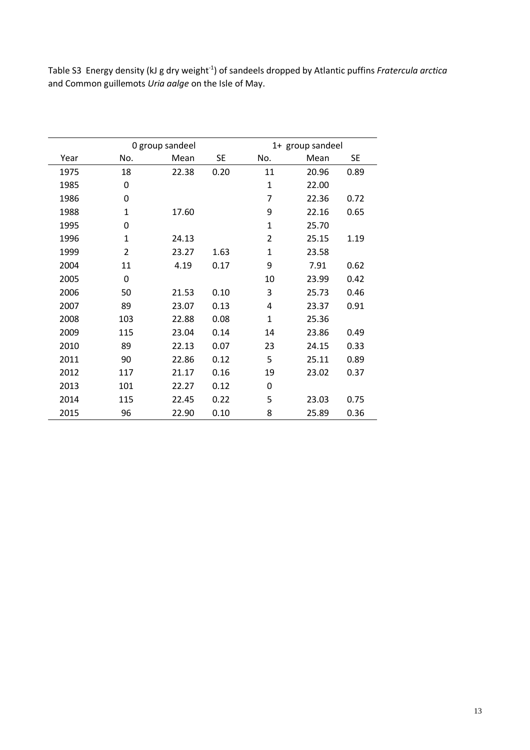Table S3 Energy density (kJ g dry weight$^{-1}$) of sandeels dropped by Atlantic puffins *Fratercula arctica* and Common guillemots *Uria aalge* on the Isle of May.

| | 0 group sandeel | | | 1+ group sandeel | | |
|---|---|---|---|---|---|---|
| Year | No. | Mean | SE | No. | Mean | SE |
| 1975 | 18 | 22.38 | 0.20 | 11 | 20.96 | 0.89 |
| 1985 | 0 | | | 1 | 22.00 | |
| 1986 | 0 | | | 7 | 22.36 | 0.72 |
| 1988 | 1 | 17.60 | | 9 | 22.16 | 0.65 |
| 1995 | 0 | | | 1 | 25.70 | |
| 1996 | 1 | 24.13 | | 2 | 25.15 | 1.19 |
| 1999 | 2 | 23.27 | 1.63 | 1 | 23.58 | |
| 2004 | 11 | 4.19 | 0.17 | 9 | 7.91 | 0.62 |
| 2005 | 0 | | | 10 | 23.99 | 0.42 |
| 2006 | 50 | 21.53 | 0.10 | 3 | 25.73 | 0.46 |
| 2007 | 89 | 23.07 | 0.13 | 4 | 23.37 | 0.91 |
| 2008 | 103 | 22.88 | 0.08 | 1 | 25.36 | |
| 2009 | 115 | 23.04 | 0.14 | 14 | 23.86 | 0.49 |
| 2010 | 89 | 22.13 | 0.07 | 23 | 24.15 | 0.33 |
| 2011 | 90 | 22.86 | 0.12 | 5 | 25.11 | 0.89 |
| 2012 | 117 | 21.17 | 0.16 | 19 | 23.02 | 0.37 |
| 2013 | 101 | 22.27 | 0.12 | 0 | | |
| 2014 | 115 | 22.45 | 0.22 | 5 | 23.03 | 0.75 |
| 2015 | 96 | 22.90 | 0.10 | 8 | 25.89 | 0.36 |